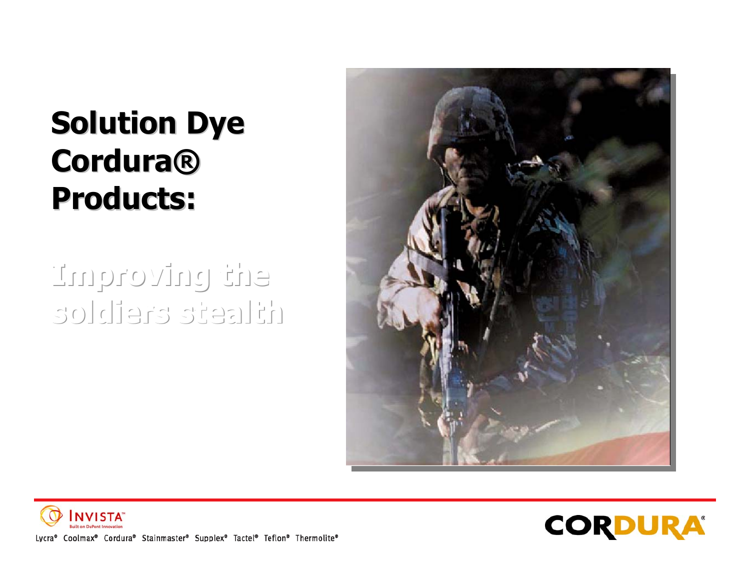# Solution Dye Cordura® Products:

## Improving the soldiers stealth

INVISTA™ Built on DuPont Innovation

Lycra® Coolmax® Cordura® Stainmaster® Supplex® Tactel® Teflon® Thermolite®

CORDURA®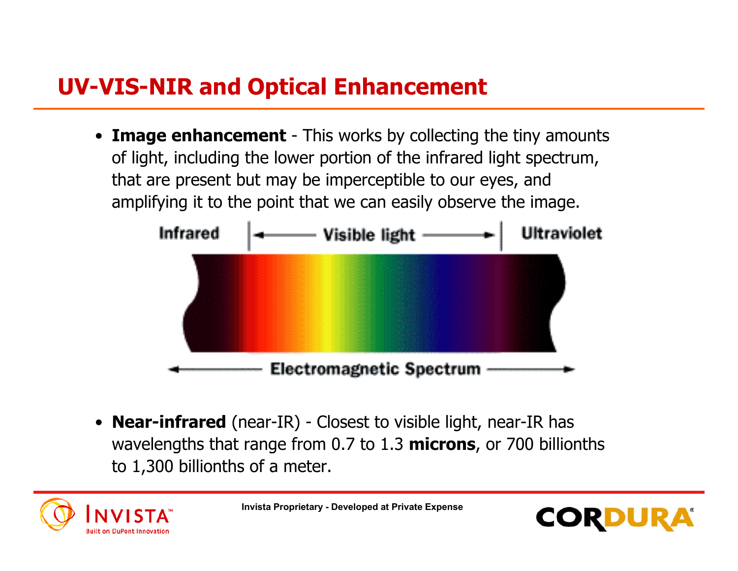# UV-VIS-NIR and Optical Enhancement

- **Image enhancement** - This works by collecting the tiny amounts of light, including the lower portion of the infrared light spectrum, that are present but may be imperceptible to our eyes, and amplifying it to the point that we can easily observe the image.

Infrared | ← Visible light → | Ultraviolet

← Electromagnetic Spectrum →

- **Near-infrared** (near-IR) - Closest to visible light, near-IR has wavelengths that range from 0.7 to 1.3 **microns**, or 700 billionths to 1,300 billionths of a meter.

Invista Proprietary - Developed at Private Expense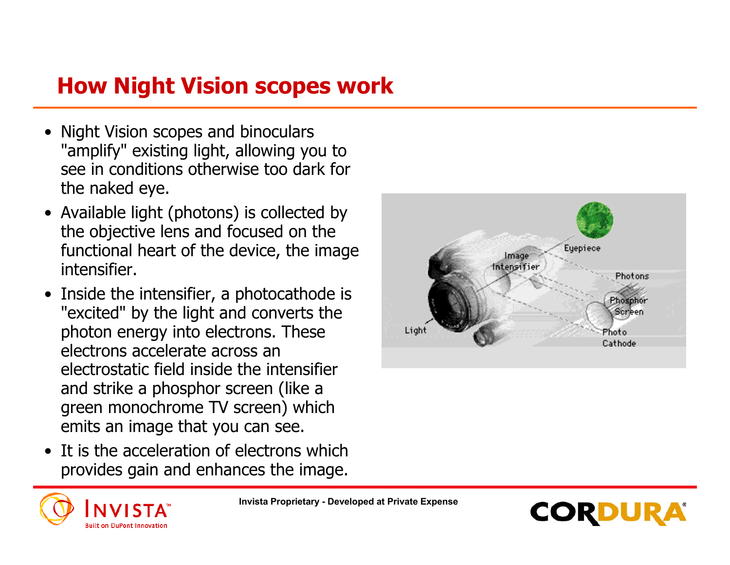## How Night Vision scopes work

- Night Vision scopes and binoculars "amplify" existing light, allowing you to see in conditions otherwise too dark for the naked eye.
- Available light (photons) is collected by the objective lens and focused on the functional heart of the device, the image intensifier.
- Inside the intensifier, a photocathode is "excited" by the light and converts the photon energy into electrons. These electrons accelerate across an electrostatic field inside the intensifier and strike a phosphor screen (like a green monochrome TV screen) which emits an image that you can see.
- It is the acceleration of electrons which provides gain and enhances the image.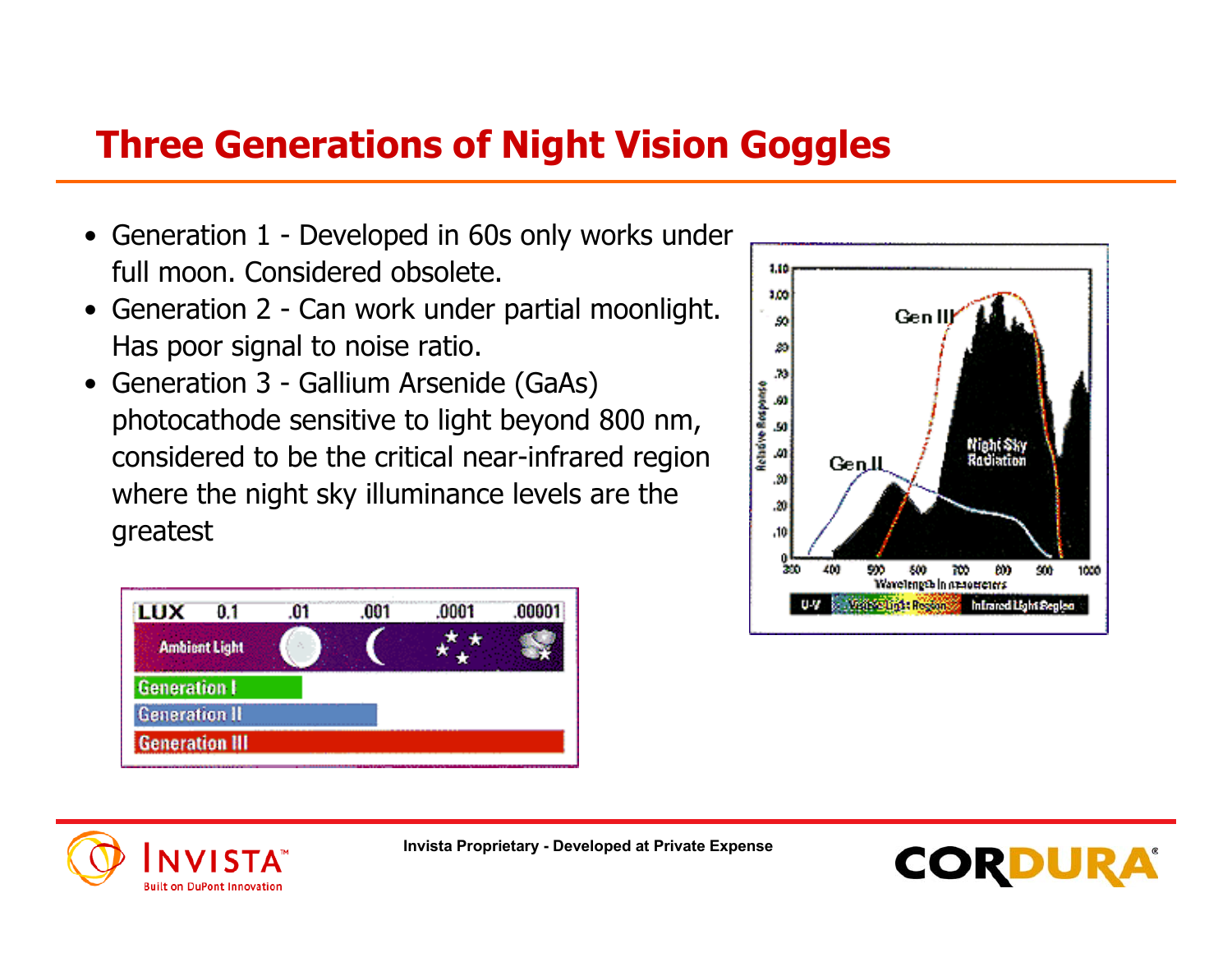# Three Generations of Night Vision Goggles

- Generation 1 - Developed in 60s only works under full moon. Considered obsolete.
- Generation 2 - Can work under partial moonlight. Has poor signal to noise ratio.
- Generation 3 - Gallium Arsenide (GaAs) photocathode sensitive to light beyond 800 nm, considered to be the critical near-infrared region where the night sky illuminance levels are the greatest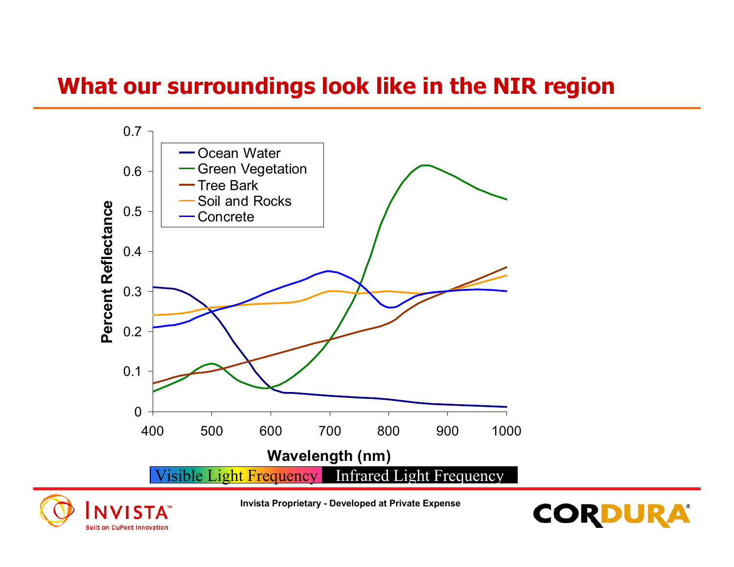# What our surroundings look like in the NIR region

Percent Reflectance

0.7
0.6
0.5
0.4
0.3
0.2
0.1
0

400 500 600 700 800 900 1000

Wavelength (nm)

- Ocean Water
- Green Vegetation
- Tree Bark
- Soil and Rocks
- Concrete

Visible Light Frequency | Infrared Light Frequency

Invista Proprietary - Developed at Private Expense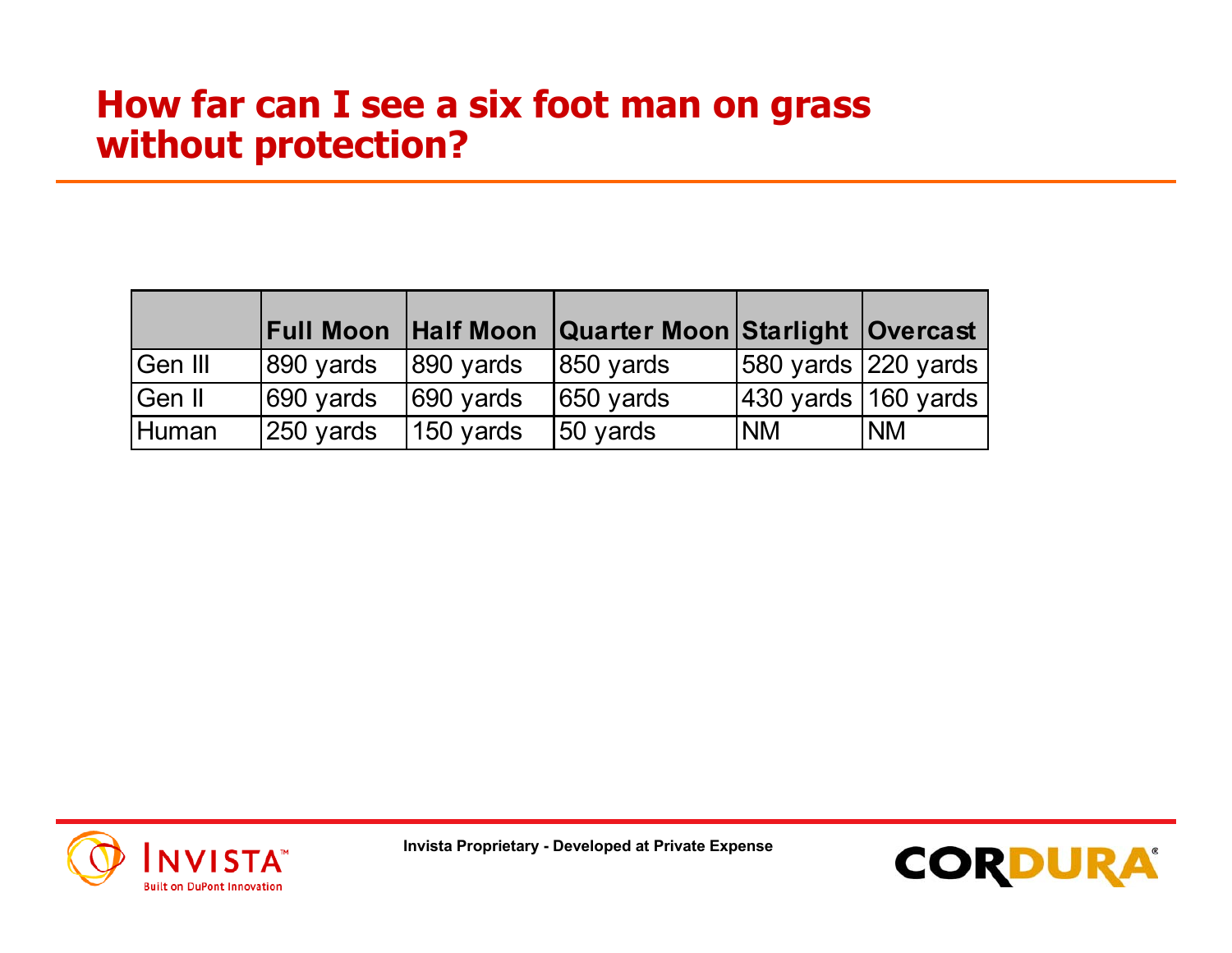# How far can I see a six foot man on grass without protection?

| | Full Moon | Half Moon | Quarter Moon | Starlight | Overcast |
|---|---|---|---|---|---|
| Gen III | 890 yards | 890 yards | 850 yards | 580 yards | 220 yards |
| Gen II | 690 yards | 690 yards | 650 yards | 430 yards | 160 yards |
| Human | 250 yards | 150 yards | 50 yards | NM | NM |

Invista Proprietary - Developed at Private Expense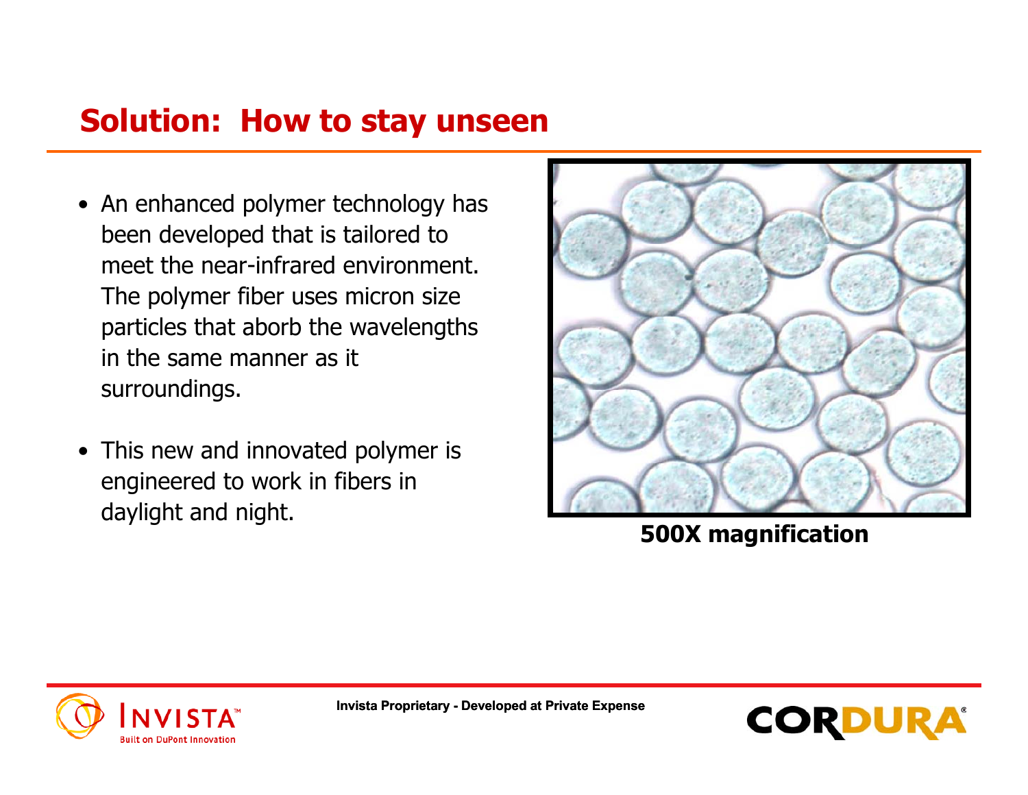## Solution: How to stay unseen

- An enhanced polymer technology has been developed that is tailored to meet the near-infrared environment. The polymer fiber uses micron size particles that aborb the wavelengths in the same manner as it surroundings.

- This new and innovated polymer is engineered to work in fibers in daylight and night.

**500X magnification**

Invista Proprietary - Developed at Private Expense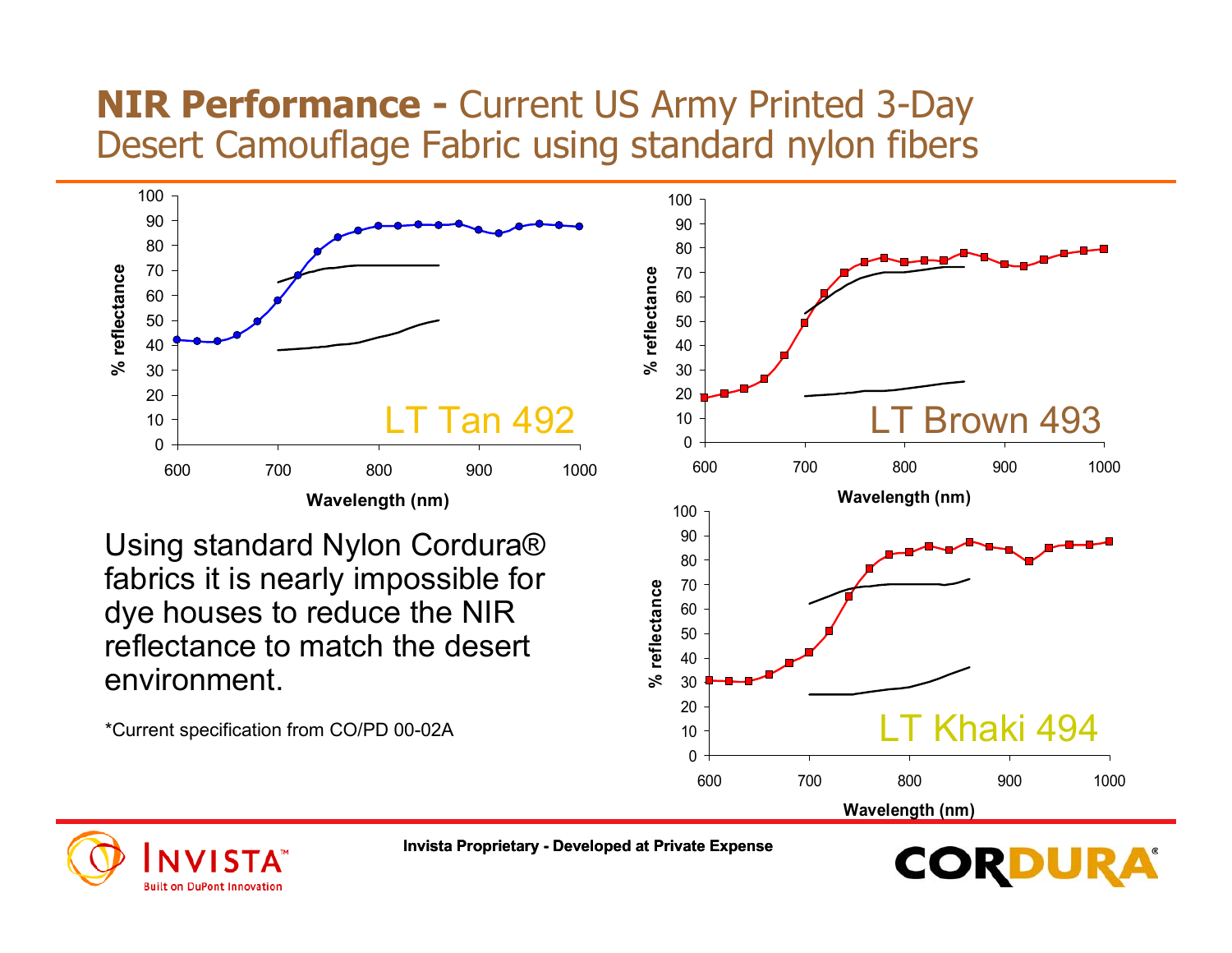# NIR Performance - Current US Army Printed 3-Day Desert Camouflage Fabric using standard nylon fibers

LT Tan 492

% reflectance

Wavelength (nm)

LT Brown 493

% reflectance

Wavelength (nm)

LT Khaki 494

% reflectance

Wavelength (nm)

Using standard Nylon Cordura® fabrics it is nearly impossible for dye houses to reduce the NIR reflectance to match the desert environment.

*Current specification from CO/PD 00-02A

Invista Proprietary - Developed at Private Expense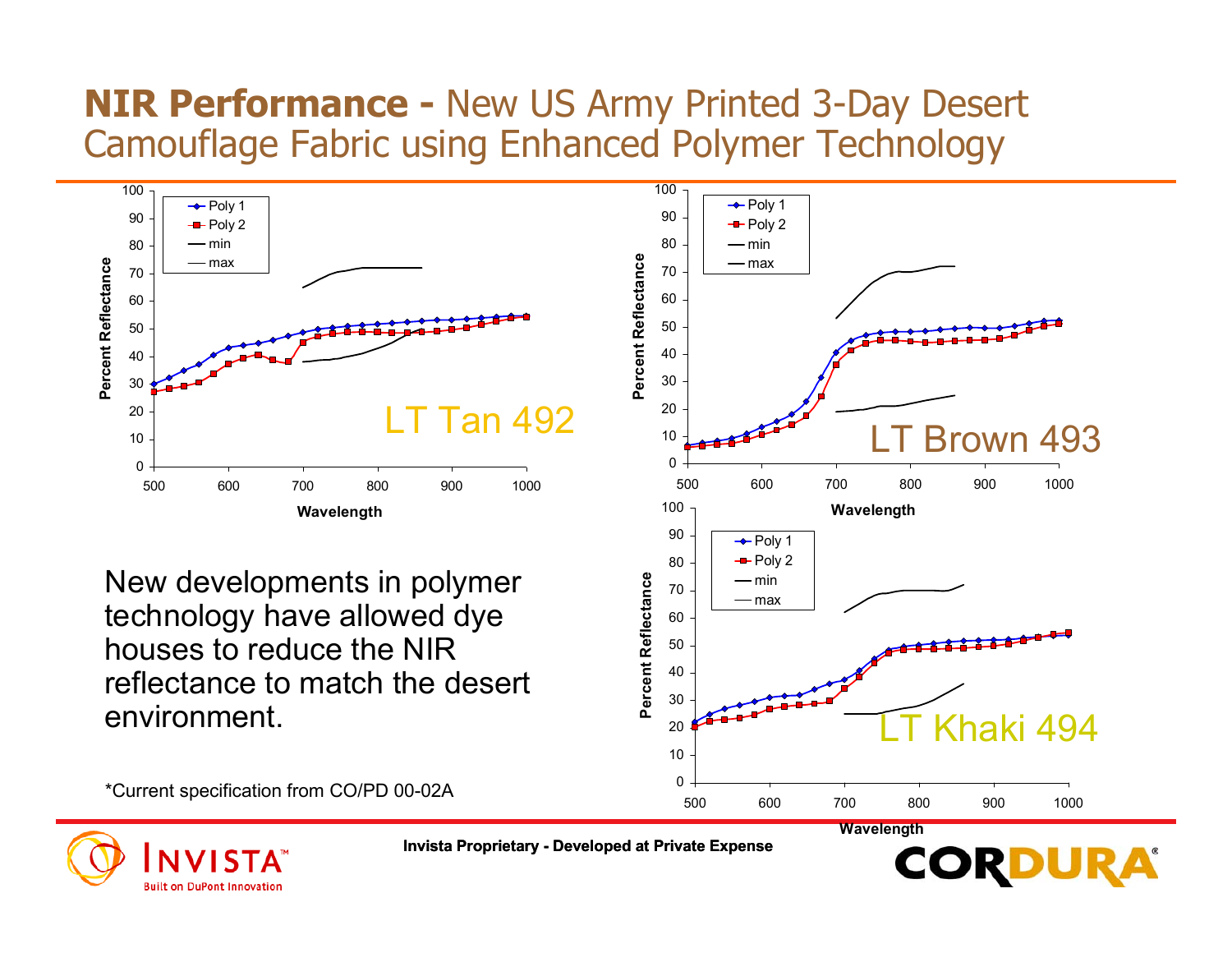# NIR Performance - New US Army Printed 3-Day Desert Camouflage Fabric using Enhanced Polymer Technology

LT Tan 492

LT Brown 493

LT Khaki 494

New developments in polymer technology have allowed dye houses to reduce the NIR reflectance to match the desert environment.

*Current specification from CO/PD 00-02A

Invista Proprietary - Developed at Private Expense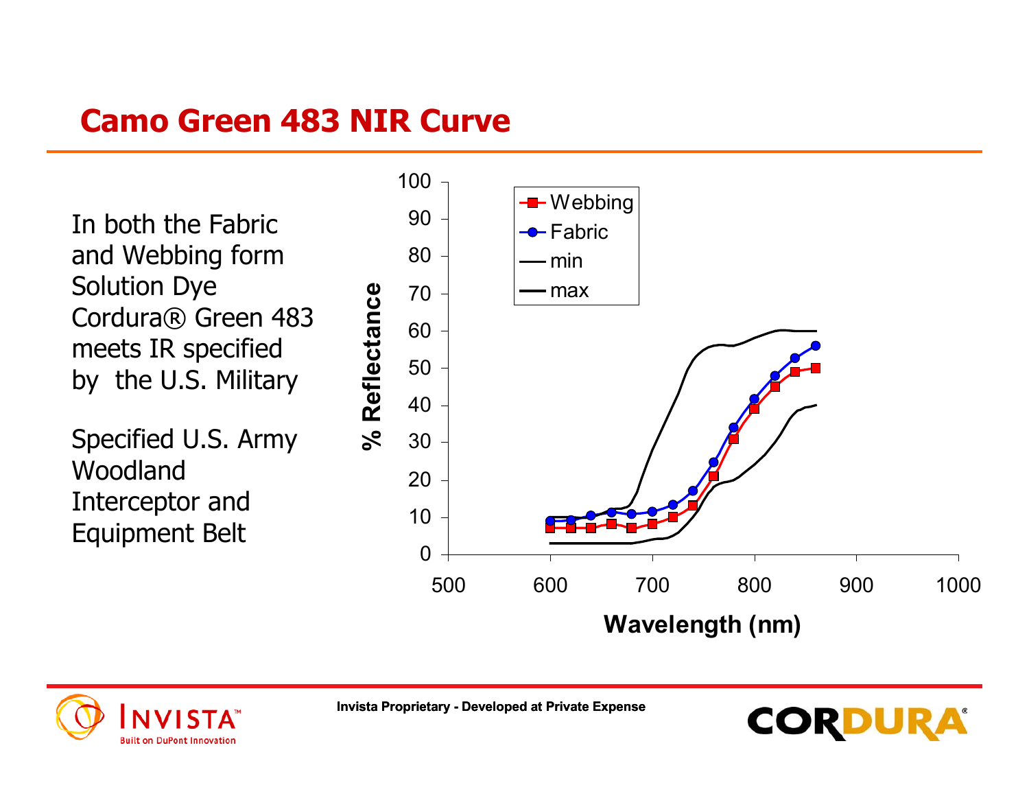# Camo Green 483 NIR Curve

In both the Fabric and Webbing form Solution Dye Cordura® Green 483 meets IR specified by the U.S. Military

Specified U.S. Army Woodland Interceptor and Equipment Belt

Invista Proprietary - Developed at Private Expense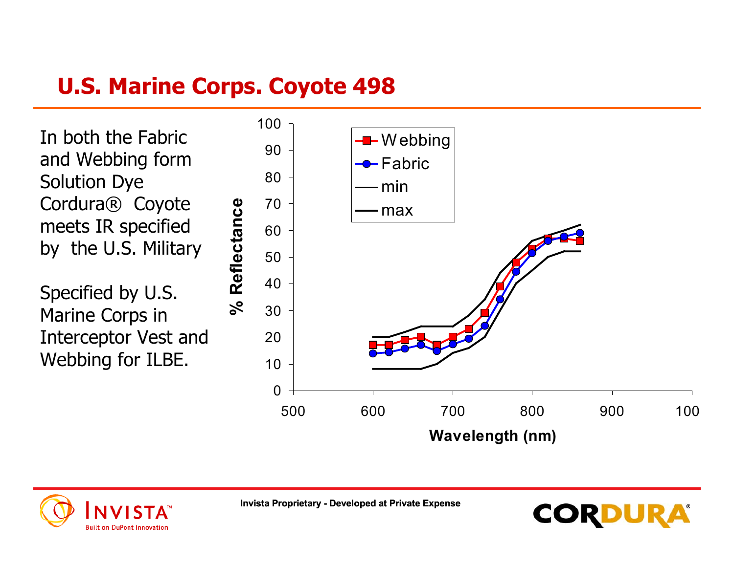# U.S. Marine Corps. Coyote 498

In both the Fabric and Webbing form Solution Dye Cordura® Coyote meets IR specified by the U.S. Military

Specified by U.S. Marine Corps in Interceptor Vest and Webbing for ILBE.

Invista Proprietary - Developed at Private Expense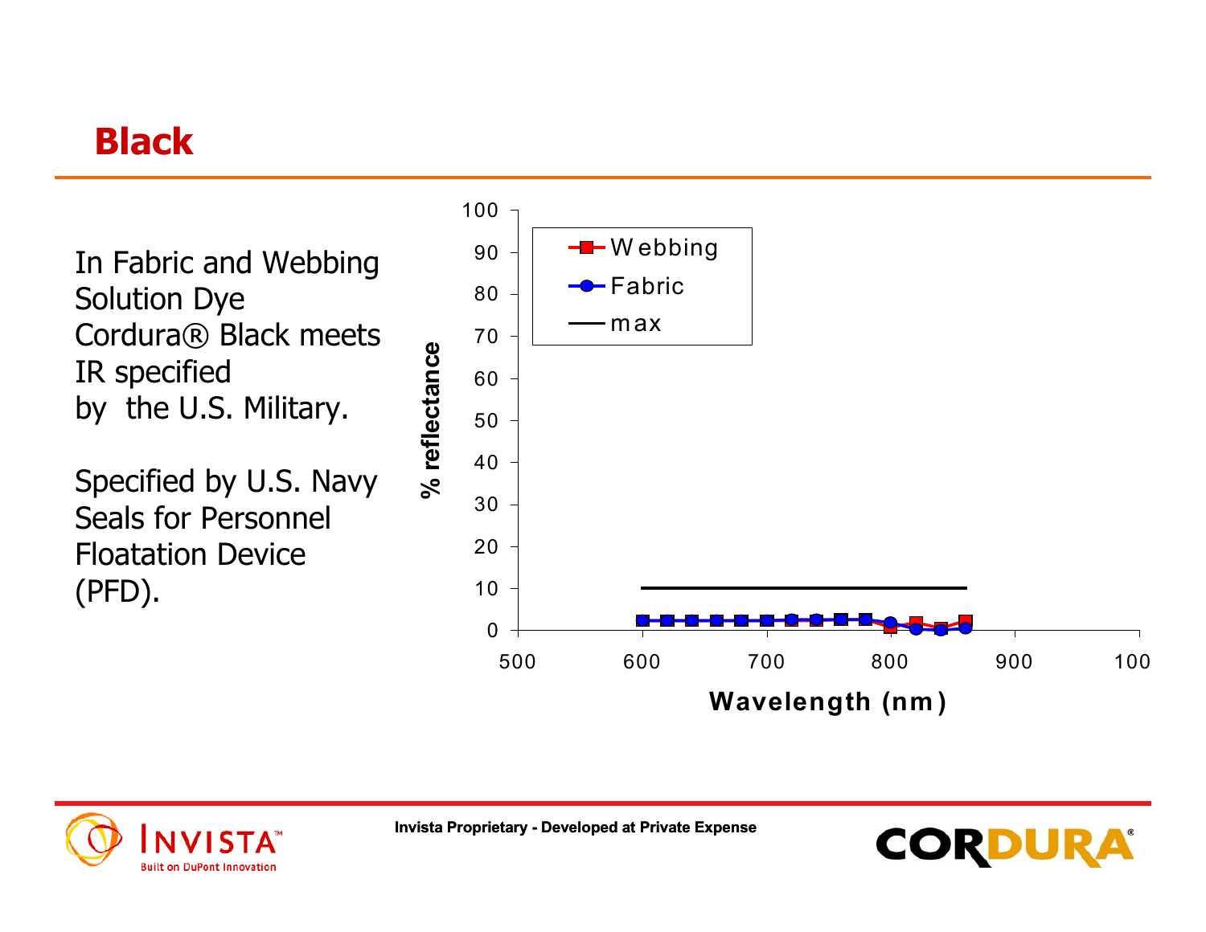# Black

In Fabric and Webbing Solution Dye Cordura® Black meets IR specified by the U.S. Military.

Specified by U.S. Navy Seals for Personnel Floatation Device (PFD).

Invista Proprietary - Developed at Private Expense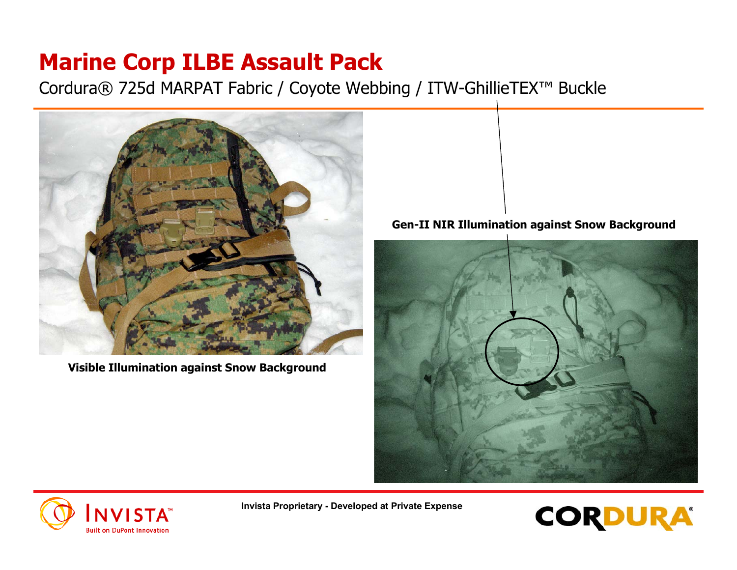# Marine Corp ILBE Assault Pack

Cordura® 725d MARPAT Fabric / Coyote Webbing / ITW-GhillieTEX™ Buckle

**Visible Illumination against Snow Background**

**Gen-II NIR Illumination against Snow Background**

Invista Proprietary - Developed at Private Expense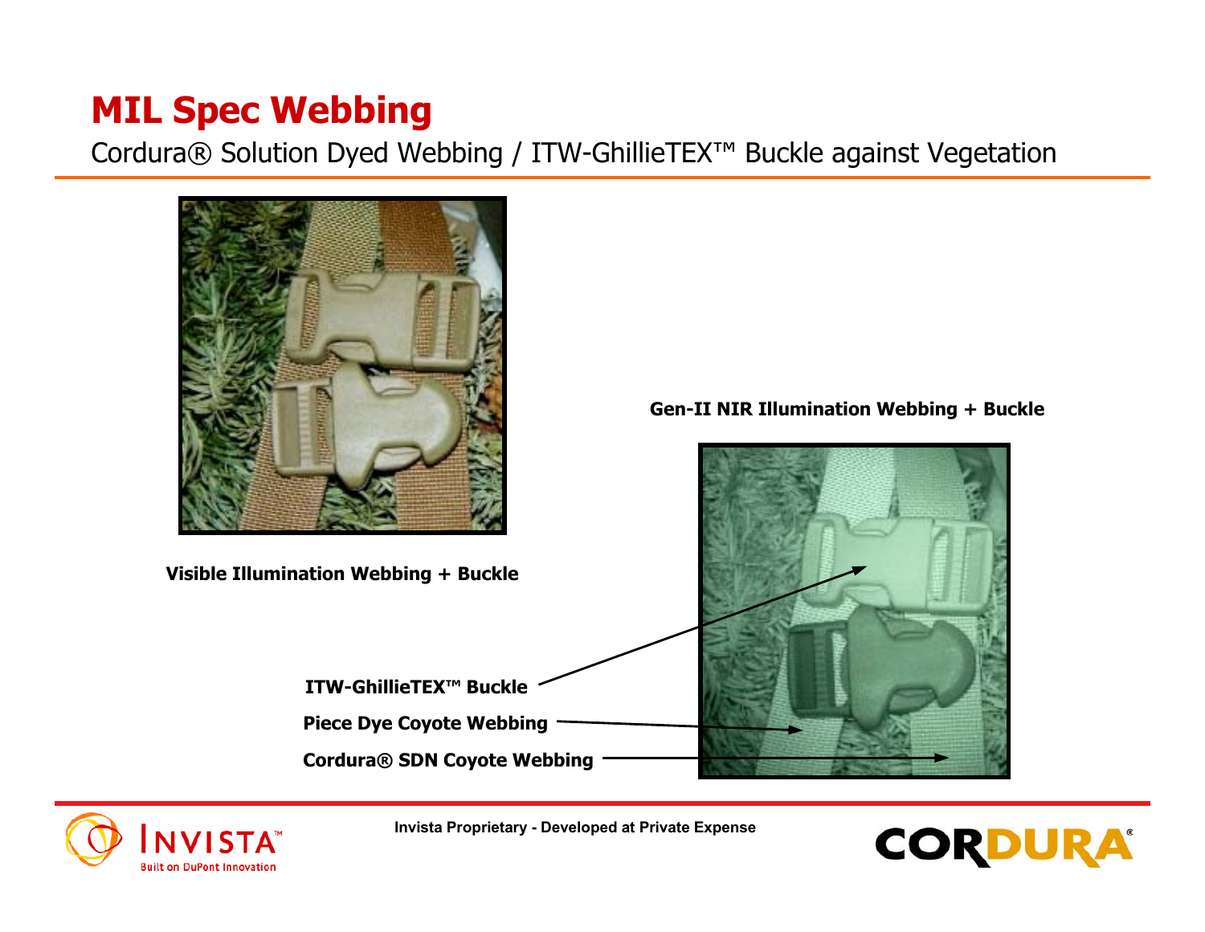# MIL Spec Webbing

Cordura® Solution Dyed Webbing / ITW-GhillieTEX™ Buckle against Vegetation

**Visible Illumination Webbing + Buckle**

**Gen-II NIR Illumination Webbing + Buckle**

**ITW-GhillieTEX™ Buckle**

**Piece Dye Coyote Webbing**

**Cordura® SDN Coyote Webbing**

**Invista Proprietary - Developed at Private Expense**